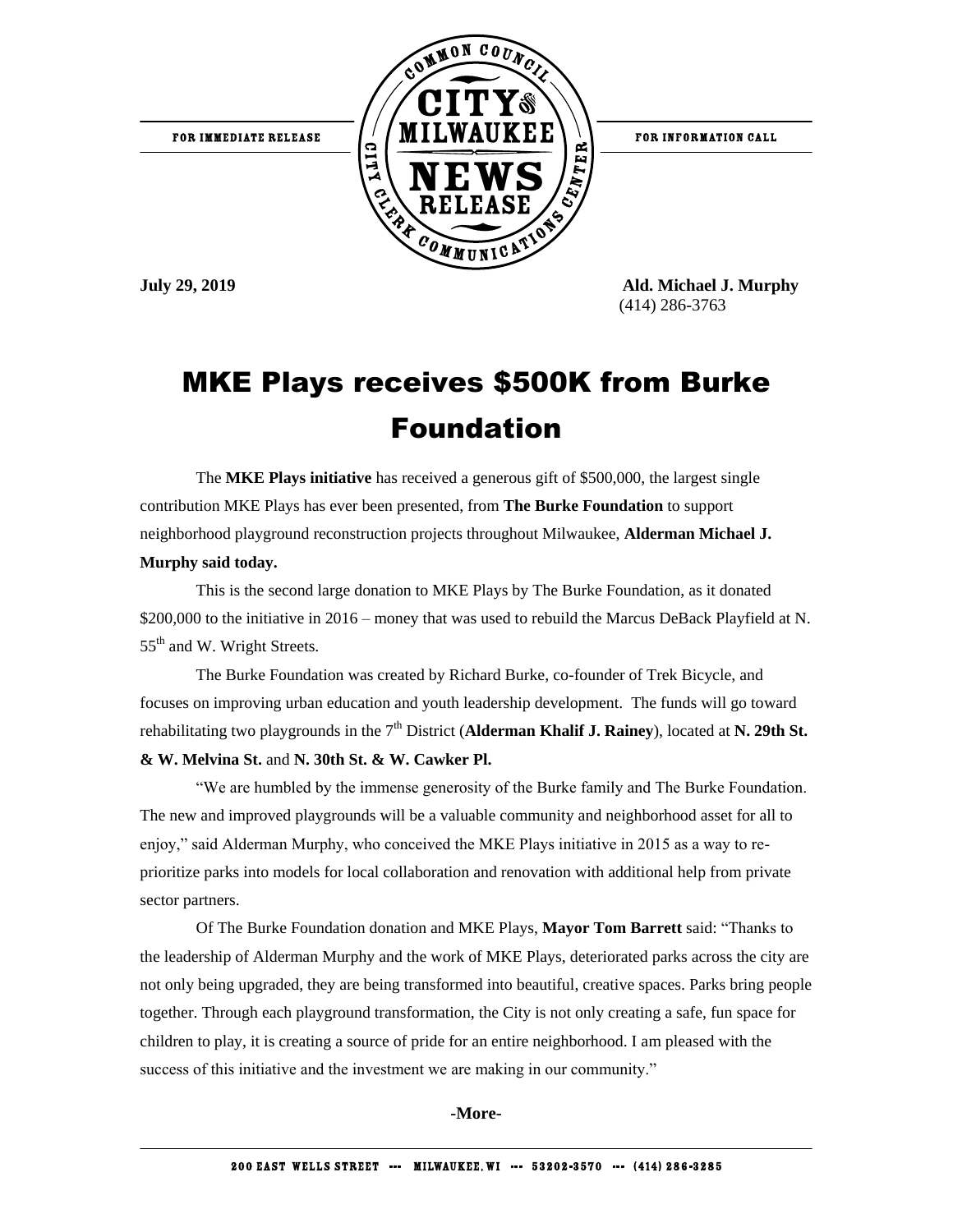FOR IMMEDIATE RELEASE

FOR INFORMATION CALL

**July 29, 2019**

**Ald. Michael J. Murphy**
(414) 286-3763

# MKE Plays receives $500K from Burke Foundation

The **MKE Plays initiative** has received a generous gift of $500,000, the largest single contribution MKE Plays has ever been presented, from **The Burke Foundation** to support neighborhood playground reconstruction projects throughout Milwaukee, **Alderman Michael J. Murphy said today.**

This is the second large donation to MKE Plays by The Burke Foundation, as it donated $200,000 to the initiative in 2016 – money that was used to rebuild the Marcus DeBack Playfield at N. 55th and W. Wright Streets.

The Burke Foundation was created by Richard Burke, co-founder of Trek Bicycle, and focuses on improving urban education and youth leadership development. The funds will go toward rehabilitating two playgrounds in the 7th District (**Alderman Khalif J. Rainey**), located at **N. 29th St. & W. Melvina St.** and **N. 30th St. & W. Cawker Pl.**

"We are humbled by the immense generosity of the Burke family and The Burke Foundation. The new and improved playgrounds will be a valuable community and neighborhood asset for all to enjoy," said Alderman Murphy, who conceived the MKE Plays initiative in 2015 as a way to re-prioritize parks into models for local collaboration and renovation with additional help from private sector partners.

Of The Burke Foundation donation and MKE Plays, **Mayor Tom Barrett** said: "Thanks to the leadership of Alderman Murphy and the work of MKE Plays, deteriorated parks across the city are not only being upgraded, they are being transformed into beautiful, creative spaces. Parks bring people together. Through each playground transformation, the City is not only creating a safe, fun space for children to play, it is creating a source of pride for an entire neighborhood. I am pleased with the success of this initiative and the investment we are making in our community."

**-More-**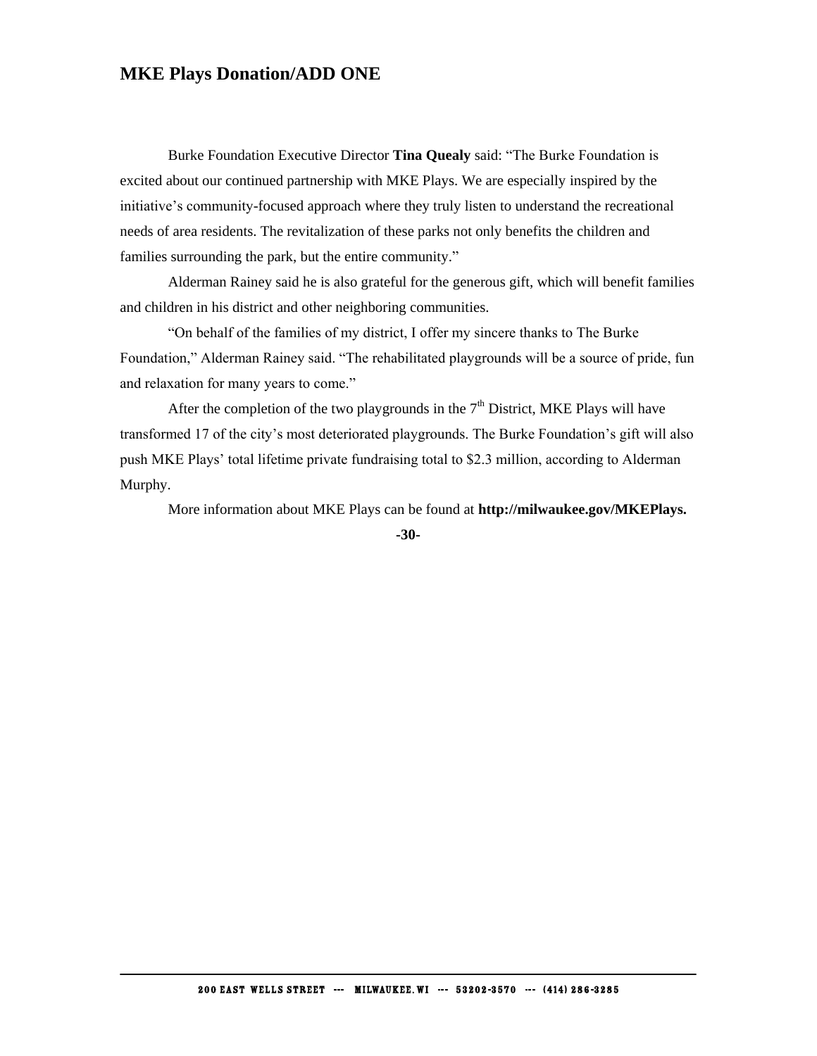## MKE Plays Donation/ADD ONE

Burke Foundation Executive Director **Tina Quealy** said: "The Burke Foundation is excited about our continued partnership with MKE Plays. We are especially inspired by the initiative's community-focused approach where they truly listen to understand the recreational needs of area residents. The revitalization of these parks not only benefits the children and families surrounding the park, but the entire community."

Alderman Rainey said he is also grateful for the generous gift, which will benefit families and children in his district and other neighboring communities.

"On behalf of the families of my district, I offer my sincere thanks to The Burke Foundation," Alderman Rainey said. "The rehabilitated playgrounds will be a source of pride, fun and relaxation for many years to come."

After the completion of the two playgrounds in the 7th District, MKE Plays will have transformed 17 of the city's most deteriorated playgrounds. The Burke Foundation's gift will also push MKE Plays' total lifetime private fundraising total to $2.3 million, according to Alderman Murphy.

More information about MKE Plays can be found at **http://milwaukee.gov/MKEPlays.**

**-30-**